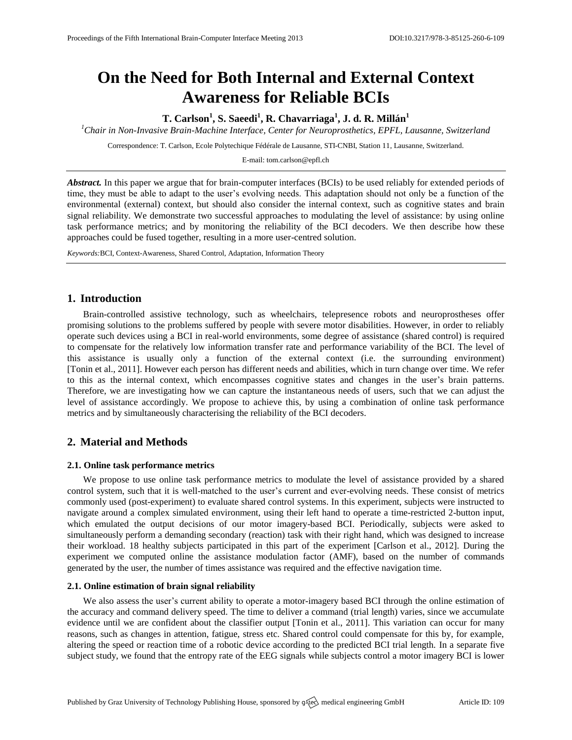# On the Need for Both Internal and External Context Awareness for Reliable BCIs

**T. Carlson[1], S. Saeedi[1], R. Chavarriaga[1], J. d. R. Millán[1]**

[1]*Chair in Non-Invasive Brain-Machine Interface, Center for Neuroprosthetics, EPFL, Lausanne, Switzerland*

Correspondence: T. Carlson, Ecole Polytechique Fédérale de Lausanne, STI-CNBI, Station 11, Lausanne, Switzerland.

E-mail: tom.carlson@epfl.ch

***Abstract.*** In this paper we argue that for brain-computer interfaces (BCIs) to be used reliably for extended periods of time, they must be able to adapt to the user's evolving needs. This adaptation should not only be a function of the environmental (external) context, but should also consider the internal context, such as cognitive states and brain signal reliability. We demonstrate two successful approaches to modulating the level of assistance: by using online task performance metrics; and by monitoring the reliability of the BCI decoders. We then describe how these approaches could be fused together, resulting in a more user-centred solution.

*Keywords:*BCI, Context-Awareness, Shared Control, Adaptation, Information Theory

## 1. Introduction

Brain-controlled assistive technology, such as wheelchairs, telepresence robots and neuroprostheses offer promising solutions to the problems suffered by people with severe motor disabilities. However, in order to reliably operate such devices using a BCI in real-world environments, some degree of assistance (shared control) is required to compensate for the relatively low information transfer rate and performance variability of the BCI. The level of this assistance is usually only a function of the external context (i.e. the surrounding environment) [Tonin et al., 2011]. However each person has different needs and abilities, which in turn change over time. We refer to this as the internal context, which encompasses cognitive states and changes in the user's brain patterns. Therefore, we are investigating how we can capture the instantaneous needs of users, such that we can adjust the level of assistance accordingly. We propose to achieve this, by using a combination of online task performance metrics and by simultaneously characterising the reliability of the BCI decoders.

## 2. Material and Methods

### 2.1. Online task performance metrics

We propose to use online task performance metrics to modulate the level of assistance provided by a shared control system, such that it is well-matched to the user's current and ever-evolving needs. These consist of metrics commonly used (post-experiment) to evaluate shared control systems. In this experiment, subjects were instructed to navigate around a complex simulated environment, using their left hand to operate a time-restricted 2-button input, which emulated the output decisions of our motor imagery-based BCI. Periodically, subjects were asked to simultaneously perform a demanding secondary (reaction) task with their right hand, which was designed to increase their workload. 18 healthy subjects participated in this part of the experiment [Carlson et al., 2012]. During the experiment we computed online the assistance modulation factor (AMF), based on the number of commands generated by the user, the number of times assistance was required and the effective navigation time.

### 2.1. Online estimation of brain signal reliability

We also assess the user's current ability to operate a motor-imagery based BCI through the online estimation of the accuracy and command delivery speed. The time to deliver a command (trial length) varies, since we accumulate evidence until we are confident about the classifier output [Tonin et al., 2011]. This variation can occur for many reasons, such as changes in attention, fatigue, stress etc. Shared control could compensate for this by, for example, altering the speed or reaction time of a robotic device according to the predicted BCI trial length. In a separate five subject study, we found that the entropy rate of the EEG signals while subjects control a motor imagery BCI is lower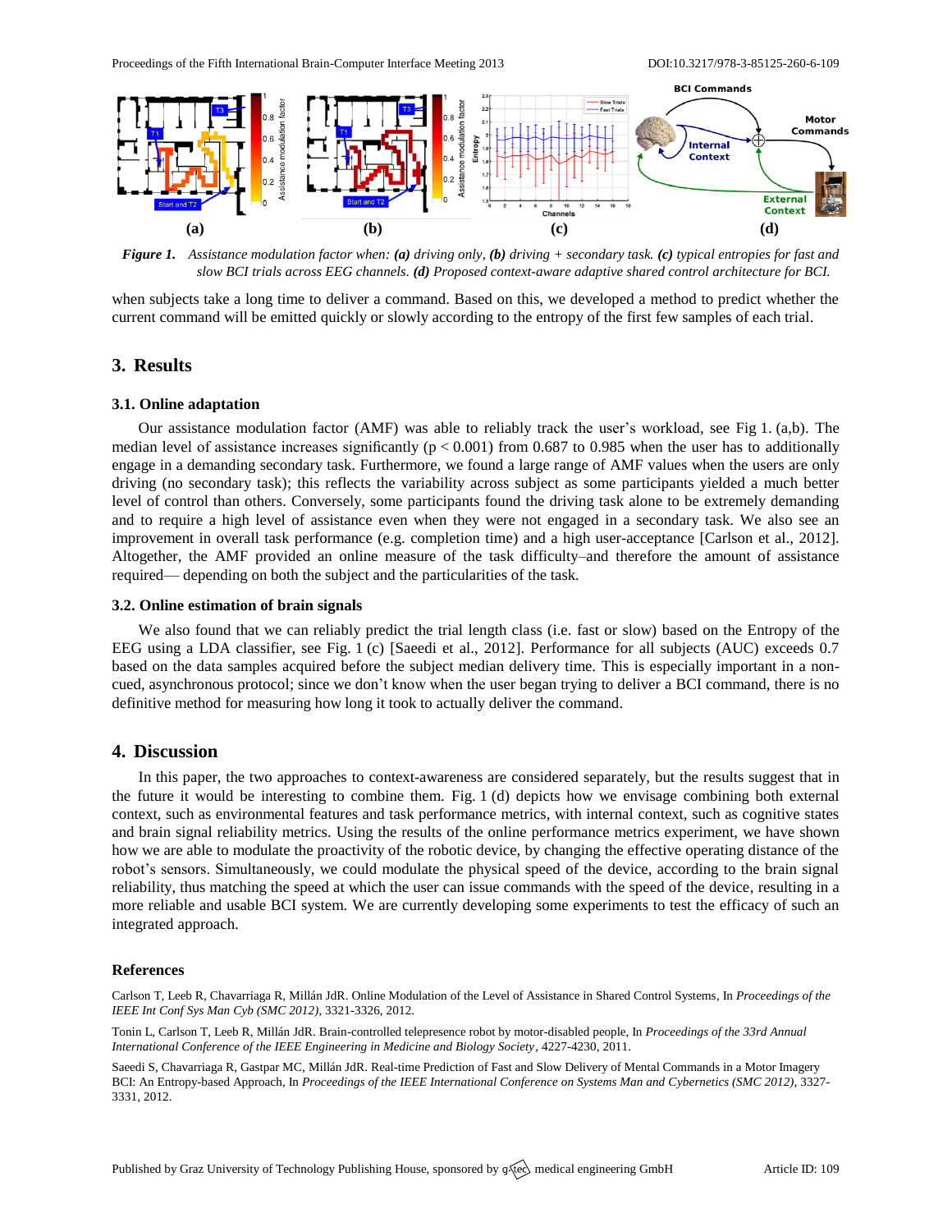**BCI Commands**

**Motor Commands**

**Internal Context**

**External Context**

T3

T1

Start and T2

Assistance modulation factor

1

0.8

0.6

0.4

0.2

0

Entropy

Slow Trials

Fast Trials

Channels

**(a)** **(b)** **(c)** **(d)**

***Figure 1.*** *Assistance modulation factor when:* ***(a)*** *driving only,* ***(b)*** *driving + secondary task.* ***(c)*** *typical entropies for fast and slow BCI trials across EEG channels.* ***(d)*** *Proposed context-aware adaptive shared control architecture for BCI.*

when subjects take a long time to deliver a command. Based on this, we developed a method to predict whether the current command will be emitted quickly or slowly according to the entropy of the first few samples of each trial.

## 3. Results

### 3.1. Online adaptation

Our assistance modulation factor (AMF) was able to reliably track the user's workload, see Fig 1. (a,b). The median level of assistance increases significantly ($p < 0.001$) from 0.687 to 0.985 when the user has to additionally engage in a demanding secondary task. Furthermore, we found a large range of AMF values when the users are only driving (no secondary task); this reflects the variability across subject as some participants yielded a much better level of control than others. Conversely, some participants found the driving task alone to be extremely demanding and to require a high level of assistance even when they were not engaged in a secondary task. We also see an improvement in overall task performance (e.g. completion time) and a high user-acceptance [Carlson et al., 2012]. Altogether, the AMF provided an online measure of the task difficulty–and therefore the amount of assistance required— depending on both the subject and the particularities of the task.

### 3.2. Online estimation of brain signals

We also found that we can reliably predict the trial length class (i.e. fast or slow) based on the Entropy of the EEG using a LDA classifier, see Fig. 1 (c) [Saeedi et al., 2012]. Performance for all subjects (AUC) exceeds 0.7 based on the data samples acquired before the subject median delivery time. This is especially important in a non-cued, asynchronous protocol; since we don't know when the user began trying to deliver a BCI command, there is no definitive method for measuring how long it took to actually deliver the command.

## 4. Discussion

In this paper, the two approaches to context-awareness are considered separately, but the results suggest that in the future it would be interesting to combine them. Fig. 1 (d) depicts how we envisage combining both external context, such as environmental features and task performance metrics, with internal context, such as cognitive states and brain signal reliability metrics. Using the results of the online performance metrics experiment, we have shown how we are able to modulate the proactivity of the robotic device, by changing the effective operating distance of the robot's sensors. Simultaneously, we could modulate the physical speed of the device, according to the brain signal reliability, thus matching the speed at which the user can issue commands with the speed of the device, resulting in a more reliable and usable BCI system. We are currently developing some experiments to test the efficacy of such an integrated approach.

### References

Carlson T, Leeb R, Chavarriaga R, Millán JdR. Online Modulation of the Level of Assistance in Shared Control Systems, In *Proceedings of the IEEE Int Conf Sys Man Cyb (SMC 2012)*, 3321-3326, 2012.

Tonin L, Carlson T, Leeb R, Millán JdR. Brain-controlled telepresence robot by motor-disabled people, In *Proceedings of the 33rd Annual International Conference of the IEEE Engineering in Medicine and Biology Society*, 4227-4230, 2011.

Saeedi S, Chavarriaga R, Gastpar MC, Millán JdR. Real-time Prediction of Fast and Slow Delivery of Mental Commands in a Motor Imagery BCI: An Entropy-based Approach, In *Proceedings of the IEEE International Conference on Systems Man and Cybernetics (SMC 2012)*, 3327-3331, 2012.